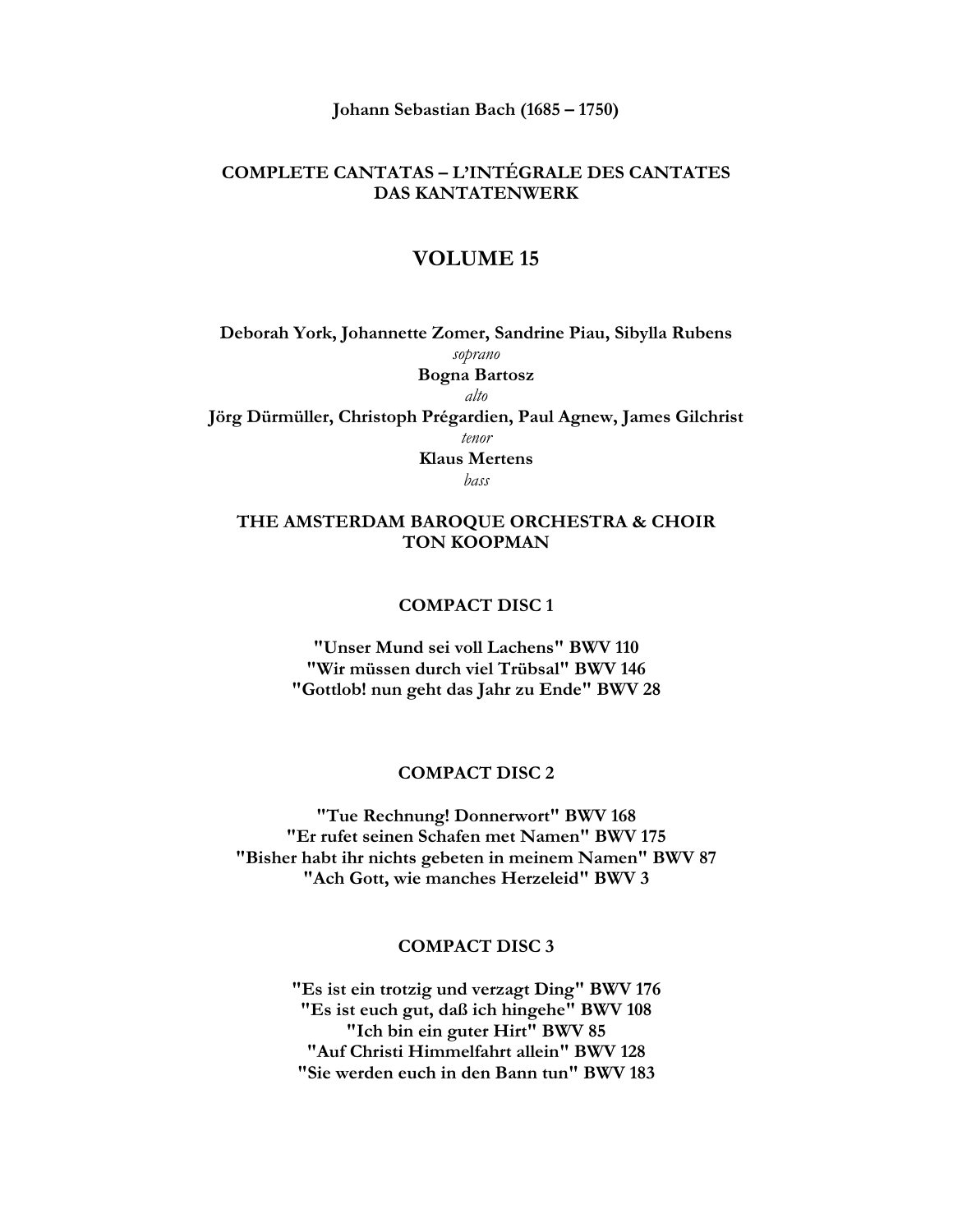**Johann Sebastian Bach (1685 – 1750)**

# COMPLETE CANTATAS – L'INTÉGRALE DES CANTATES
# DAS KANTATENWERK

## VOLUME 15

**Deborah York, Johannette Zomer, Sandrine Piau, Sibylla Rubens**
*soprano*
**Bogna Bartosz**
*alto*
**Jörg Dürmüller, Christoph Prégardien, Paul Agnew, James Gilchrist**
*tenor*
**Klaus Mertens**
*bass*

**THE AMSTERDAM BAROQUE ORCHESTRA & CHOIR**
**TON KOOPMAN**

### COMPACT DISC 1

**"Unser Mund sei voll Lachens" BWV 110**
**"Wir müssen durch viel Trübsal" BWV 146**
**"Gottlob! nun geht das Jahr zu Ende" BWV 28**

### COMPACT DISC 2

**"Tue Rechnung! Donnerwort" BWV 168**
**"Er rufet seinen Schafen met Namen" BWV 175**
**"Bisher habt ihr nichts gebeten in meinem Namen" BWV 87**
**"Ach Gott, wie manches Herzeleid" BWV 3**

### COMPACT DISC 3

**"Es ist ein trotzig und verzagt Ding" BWV 176**
**"Es ist euch gut, daß ich hingehe" BWV 108**
**"Ich bin ein guter Hirt" BWV 85**
**"Auf Christi Himmelfahrt allein" BWV 128**
**"Sie werden euch in den Bann tun" BWV 183**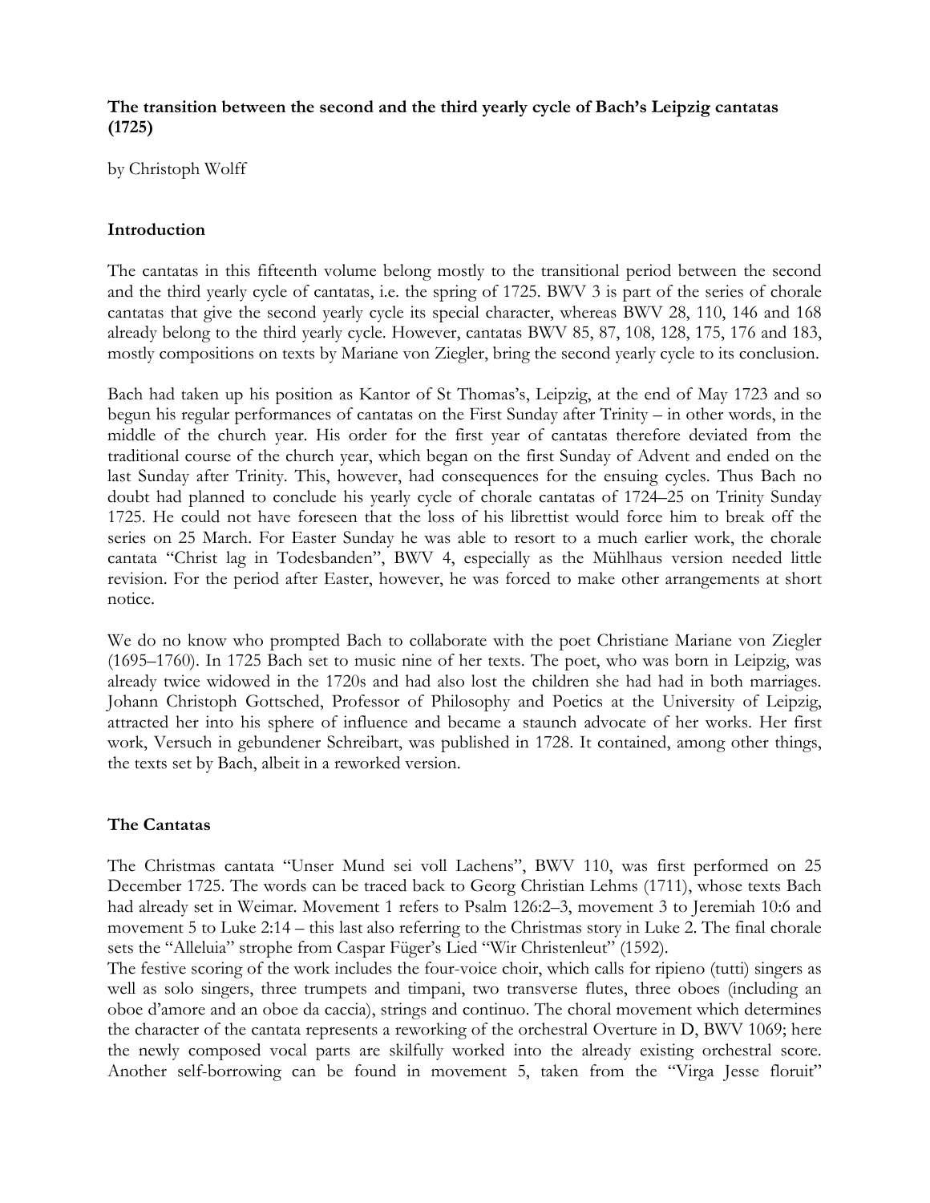**The transition between the second and the third yearly cycle of Bach's Leipzig cantatas (1725)**

by Christoph Wolff

**Introduction**

The cantatas in this fifteenth volume belong mostly to the transitional period between the second and the third yearly cycle of cantatas, i.e. the spring of 1725. BWV 3 is part of the series of chorale cantatas that give the second yearly cycle its special character, whereas BWV 28, 110, 146 and 168 already belong to the third yearly cycle. However, cantatas BWV 85, 87, 108, 128, 175, 176 and 183, mostly compositions on texts by Mariane von Ziegler, bring the second yearly cycle to its conclusion.

Bach had taken up his position as Kantor of St Thomas's, Leipzig, at the end of May 1723 and so begun his regular performances of cantatas on the First Sunday after Trinity – in other words, in the middle of the church year. His order for the first year of cantatas therefore deviated from the traditional course of the church year, which began on the first Sunday of Advent and ended on the last Sunday after Trinity. This, however, had consequences for the ensuing cycles. Thus Bach no doubt had planned to conclude his yearly cycle of chorale cantatas of 1724–25 on Trinity Sunday 1725. He could not have foreseen that the loss of his librettist would force him to break off the series on 25 March. For Easter Sunday he was able to resort to a much earlier work, the chorale cantata "Christ lag in Todesbanden", BWV 4, especially as the Mühlhaus version needed little revision. For the period after Easter, however, he was forced to make other arrangements at short notice.

We do no know who prompted Bach to collaborate with the poet Christiane Mariane von Ziegler (1695–1760). In 1725 Bach set to music nine of her texts. The poet, who was born in Leipzig, was already twice widowed in the 1720s and had also lost the children she had had in both marriages. Johann Christoph Gottsched, Professor of Philosophy and Poetics at the University of Leipzig, attracted her into his sphere of influence and became a staunch advocate of her works. Her first work, Versuch in gebundener Schreibart, was published in 1728. It contained, among other things, the texts set by Bach, albeit in a reworked version.

**The Cantatas**

The Christmas cantata "Unser Mund sei voll Lachens", BWV 110, was first performed on 25 December 1725. The words can be traced back to Georg Christian Lehms (1711), whose texts Bach had already set in Weimar. Movement 1 refers to Psalm 126:2–3, movement 3 to Jeremiah 10:6 and movement 5 to Luke 2:14 – this last also referring to the Christmas story in Luke 2. The final chorale sets the "Alleluia" strophe from Caspar Füger's Lied "Wir Christenleut" (1592).

The festive scoring of the work includes the four-voice choir, which calls for ripieno (tutti) singers as well as solo singers, three trumpets and timpani, two transverse flutes, three oboes (including an oboe d'amore and an oboe da caccia), strings and continuo. The choral movement which determines the character of the cantata represents a reworking of the orchestral Overture in D, BWV 1069; here the newly composed vocal parts are skilfully worked into the already existing orchestral score. Another self-borrowing can be found in movement 5, taken from the "Virga Jesse floruit"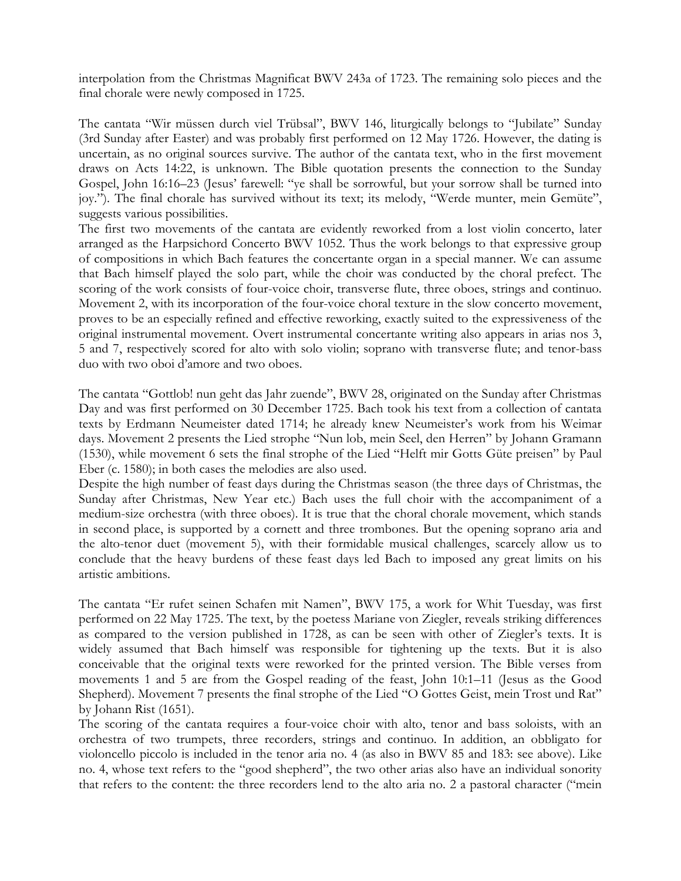interpolation from the Christmas Magnificat BWV 243a of 1723. The remaining solo pieces and the final chorale were newly composed in 1725.

The cantata "Wir müssen durch viel Trübsal", BWV 146, liturgically belongs to "Jubilate" Sunday (3rd Sunday after Easter) and was probably first performed on 12 May 1726. However, the dating is uncertain, as no original sources survive. The author of the cantata text, who in the first movement draws on Acts 14:22, is unknown. The Bible quotation presents the connection to the Sunday Gospel, John 16:16–23 (Jesus' farewell: "ye shall be sorrowful, but your sorrow shall be turned into joy."). The final chorale has survived without its text; its melody, "Werde munter, mein Gemüte", suggests various possibilities.

The first two movements of the cantata are evidently reworked from a lost violin concerto, later arranged as the Harpsichord Concerto BWV 1052. Thus the work belongs to that expressive group of compositions in which Bach features the concertante organ in a special manner. We can assume that Bach himself played the solo part, while the choir was conducted by the choral prefect. The scoring of the work consists of four-voice choir, transverse flute, three oboes, strings and continuo. Movement 2, with its incorporation of the four-voice choral texture in the slow concerto movement, proves to be an especially refined and effective reworking, exactly suited to the expressiveness of the original instrumental movement. Overt instrumental concertante writing also appears in arias nos 3, 5 and 7, respectively scored for alto with solo violin; soprano with transverse flute; and tenor-bass duo with two oboi d'amore and two oboes.

The cantata "Gottlob! nun geht das Jahr zuende", BWV 28, originated on the Sunday after Christmas Day and was first performed on 30 December 1725. Bach took his text from a collection of cantata texts by Erdmann Neumeister dated 1714; he already knew Neumeister's work from his Weimar days. Movement 2 presents the Lied strophe "Nun lob, mein Seel, den Herren" by Johann Gramann (1530), while movement 6 sets the final strophe of the Lied "Helft mir Gotts Güte preisen" by Paul Eber (c. 1580); in both cases the melodies are also used.

Despite the high number of feast days during the Christmas season (the three days of Christmas, the Sunday after Christmas, New Year etc.) Bach uses the full choir with the accompaniment of a medium-size orchestra (with three oboes). It is true that the choral chorale movement, which stands in second place, is supported by a cornett and three trombones. But the opening soprano aria and the alto-tenor duet (movement 5), with their formidable musical challenges, scarcely allow us to conclude that the heavy burdens of these feast days led Bach to imposed any great limits on his artistic ambitions.

The cantata "Er rufet seinen Schafen mit Namen", BWV 175, a work for Whit Tuesday, was first performed on 22 May 1725. The text, by the poetess Mariane von Ziegler, reveals striking differences as compared to the version published in 1728, as can be seen with other of Ziegler's texts. It is widely assumed that Bach himself was responsible for tightening up the texts. But it is also conceivable that the original texts were reworked for the printed version. The Bible verses from movements 1 and 5 are from the Gospel reading of the feast, John 10:1–11 (Jesus as the Good Shepherd). Movement 7 presents the final strophe of the Lied "O Gottes Geist, mein Trost und Rat" by Johann Rist (1651).

The scoring of the cantata requires a four-voice choir with alto, tenor and bass soloists, with an orchestra of two trumpets, three recorders, strings and continuo. In addition, an obbligato for violoncello piccolo is included in the tenor aria no. 4 (as also in BWV 85 and 183: see above). Like no. 4, whose text refers to the "good shepherd", the two other arias also have an individual sonority that refers to the content: the three recorders lend to the alto aria no. 2 a pastoral character ("mein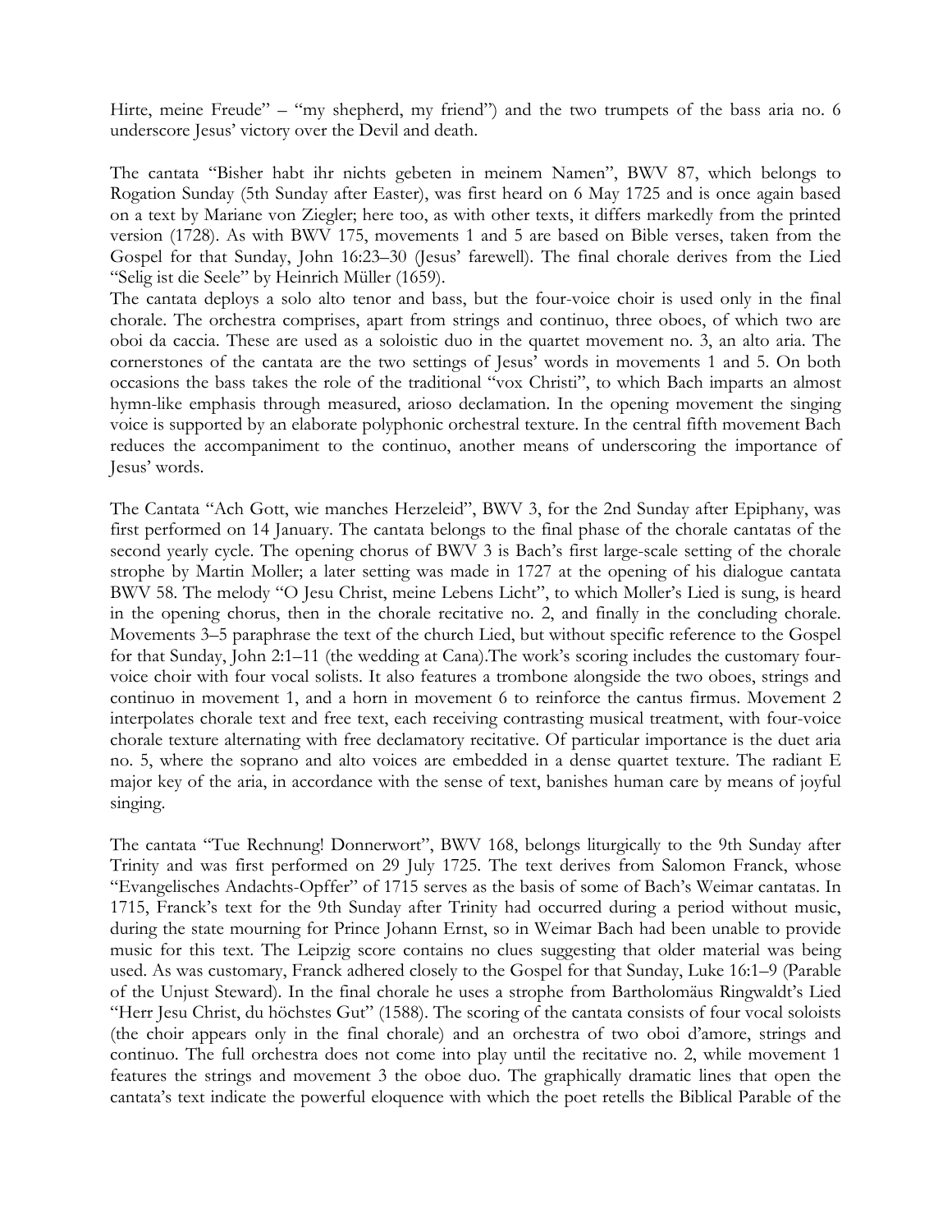Hirte, meine Freude" – "my shepherd, my friend") and the two trumpets of the bass aria no. 6 underscore Jesus' victory over the Devil and death.

The cantata "Bisher habt ihr nichts gebeten in meinem Namen", BWV 87, which belongs to Rogation Sunday (5th Sunday after Easter), was first heard on 6 May 1725 and is once again based on a text by Mariane von Ziegler; here too, as with other texts, it differs markedly from the printed version (1728). As with BWV 175, movements 1 and 5 are based on Bible verses, taken from the Gospel for that Sunday, John 16:23–30 (Jesus' farewell). The final chorale derives from the Lied "Selig ist die Seele" by Heinrich Müller (1659).
The cantata deploys a solo alto tenor and bass, but the four-voice choir is used only in the final chorale. The orchestra comprises, apart from strings and continuo, three oboes, of which two are oboi da caccia. These are used as a soloistic duo in the quartet movement no. 3, an alto aria. The cornerstones of the cantata are the two settings of Jesus' words in movements 1 and 5. On both occasions the bass takes the role of the traditional "vox Christi", to which Bach imparts an almost hymn-like emphasis through measured, arioso declamation. In the opening movement the singing voice is supported by an elaborate polyphonic orchestral texture. In the central fifth movement Bach reduces the accompaniment to the continuo, another means of underscoring the importance of Jesus' words.

The Cantata "Ach Gott, wie manches Herzeleid", BWV 3, for the 2nd Sunday after Epiphany, was first performed on 14 January. The cantata belongs to the final phase of the chorale cantatas of the second yearly cycle. The opening chorus of BWV 3 is Bach's first large-scale setting of the chorale strophe by Martin Moller; a later setting was made in 1727 at the opening of his dialogue cantata BWV 58. The melody "O Jesu Christ, meine Lebens Licht", to which Moller's Lied is sung, is heard in the opening chorus, then in the chorale recitative no. 2, and finally in the concluding chorale. Movements 3–5 paraphrase the text of the church Lied, but without specific reference to the Gospel for that Sunday, John 2:1–11 (the wedding at Cana).The work's scoring includes the customary four-voice choir with four vocal solists. It also features a trombone alongside the two oboes, strings and continuo in movement 1, and a horn in movement 6 to reinforce the cantus firmus. Movement 2 interpolates chorale text and free text, each receiving contrasting musical treatment, with four-voice chorale texture alternating with free declamatory recitative. Of particular importance is the duet aria no. 5, where the soprano and alto voices are embedded in a dense quartet texture. The radiant E major key of the aria, in accordance with the sense of text, banishes human care by means of joyful singing.

The cantata "Tue Rechnung! Donnerwort", BWV 168, belongs liturgically to the 9th Sunday after Trinity and was first performed on 29 July 1725. The text derives from Salomon Franck, whose "Evangelisches Andachts-Opffer" of 1715 serves as the basis of some of Bach's Weimar cantatas. In 1715, Franck's text for the 9th Sunday after Trinity had occurred during a period without music, during the state mourning for Prince Johann Ernst, so in Weimar Bach had been unable to provide music for this text. The Leipzig score contains no clues suggesting that older material was being used. As was customary, Franck adhered closely to the Gospel for that Sunday, Luke 16:1–9 (Parable of the Unjust Steward). In the final chorale he uses a strophe from Bartholomäus Ringwaldt's Lied "Herr Jesu Christ, du höchstes Gut" (1588). The scoring of the cantata consists of four vocal soloists (the choir appears only in the final chorale) and an orchestra of two oboi d'amore, strings and continuo. The full orchestra does not come into play until the recitative no. 2, while movement 1 features the strings and movement 3 the oboe duo. The graphically dramatic lines that open the cantata's text indicate the powerful eloquence with which the poet retells the Biblical Parable of the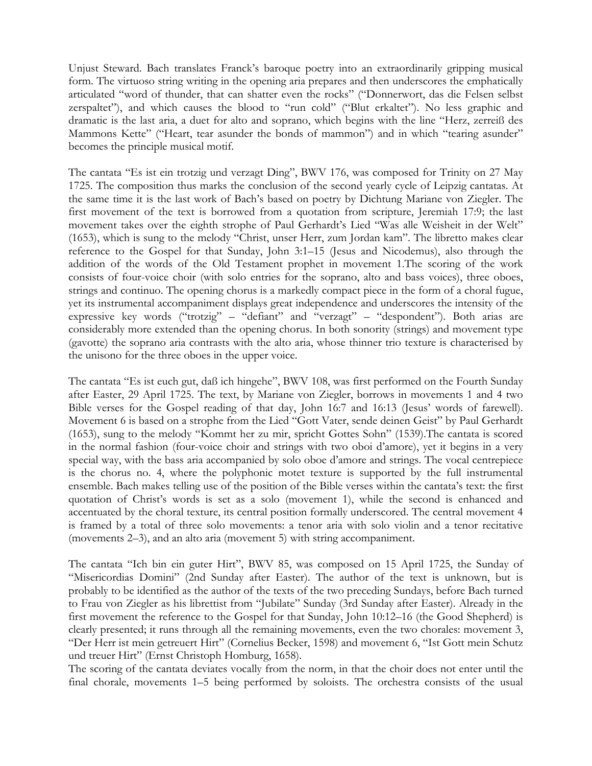Unjust Steward. Bach translates Franck's baroque poetry into an extraordinarily gripping musical form. The virtuoso string writing in the opening aria prepares and then underscores the emphatically articulated "word of thunder, that can shatter even the rocks" ("Donnerwort, das die Felsen selbst zerspaltet"), and which causes the blood to "run cold" ("Blut erkaltet"). No less graphic and dramatic is the last aria, a duet for alto and soprano, which begins with the line "Herz, zerreiß des Mammons Kette" ("Heart, tear asunder the bonds of mammon") and in which "tearing asunder" becomes the principle musical motif.

The cantata "Es ist ein trotzig und verzagt Ding", BWV 176, was composed for Trinity on 27 May 1725. The composition thus marks the conclusion of the second yearly cycle of Leipzig cantatas. At the same time it is the last work of Bach's based on poetry by Dichtung Mariane von Ziegler. The first movement of the text is borrowed from a quotation from scripture, Jeremiah 17:9; the last movement takes over the eighth strophe of Paul Gerhardt's Lied "Was alle Weisheit in der Welt" (1653), which is sung to the melody "Christ, unser Herr, zum Jordan kam". The libretto makes clear reference to the Gospel for that Sunday, John 3:1–15 (Jesus and Nicodemus), also through the addition of the words of the Old Testament prophet in movement 1.The scoring of the work consists of four-voice choir (with solo entries for the soprano, alto and bass voices), three oboes, strings and continuo. The opening chorus is a markedly compact piece in the form of a choral fugue, yet its instrumental accompaniment displays great independence and underscores the intensity of the expressive key words ("trotzig" – "defiant" and "verzagt" – "despondent"). Both arias are considerably more extended than the opening chorus. In both sonority (strings) and movement type (gavotte) the soprano aria contrasts with the alto aria, whose thinner trio texture is characterised by the unisono for the three oboes in the upper voice.

The cantata "Es ist euch gut, daß ich hingehe", BWV 108, was first performed on the Fourth Sunday after Easter, 29 April 1725. The text, by Mariane von Ziegler, borrows in movements 1 and 4 two Bible verses for the Gospel reading of that day, John 16:7 and 16:13 (Jesus' words of farewell). Movement 6 is based on a strophe from the Lied "Gott Vater, sende deinen Geist" by Paul Gerhardt (1653), sung to the melody "Kommt her zu mir, spricht Gottes Sohn" (1539).The cantata is scored in the normal fashion (four-voice choir and strings with two oboi d'amore), yet it begins in a very special way, with the bass aria accompanied by solo oboe d'amore and strings. The vocal centrepiece is the chorus no. 4, where the polyphonic motet texture is supported by the full instrumental ensemble. Bach makes telling use of the position of the Bible verses within the cantata's text: the first quotation of Christ's words is set as a solo (movement 1), while the second is enhanced and accentuated by the choral texture, its central position formally underscored. The central movement 4 is framed by a total of three solo movements: a tenor aria with solo violin and a tenor recitative (movements 2–3), and an alto aria (movement 5) with string accompaniment.

The cantata "Ich bin ein guter Hirt", BWV 85, was composed on 15 April 1725, the Sunday of "Misericordias Domini" (2nd Sunday after Easter). The author of the text is unknown, but is probably to be identified as the author of the texts of the two preceding Sundays, before Bach turned to Frau von Ziegler as his librettist from "Jubilate" Sunday (3rd Sunday after Easter). Already in the first movement the reference to the Gospel for that Sunday, John 10:12–16 (the Good Shepherd) is clearly presented; it runs through all the remaining movements, even the two chorales: movement 3, "Der Herr ist mein getreuert Hirt" (Cornelius Becker, 1598) and movement 6, "Ist Gott mein Schutz und treuer Hirt" (Ernst Christoph Homburg, 1658).

The scoring of the cantata deviates vocally from the norm, in that the choir does not enter until the final chorale, movements 1–5 being performed by soloists. The orchestra consists of the usual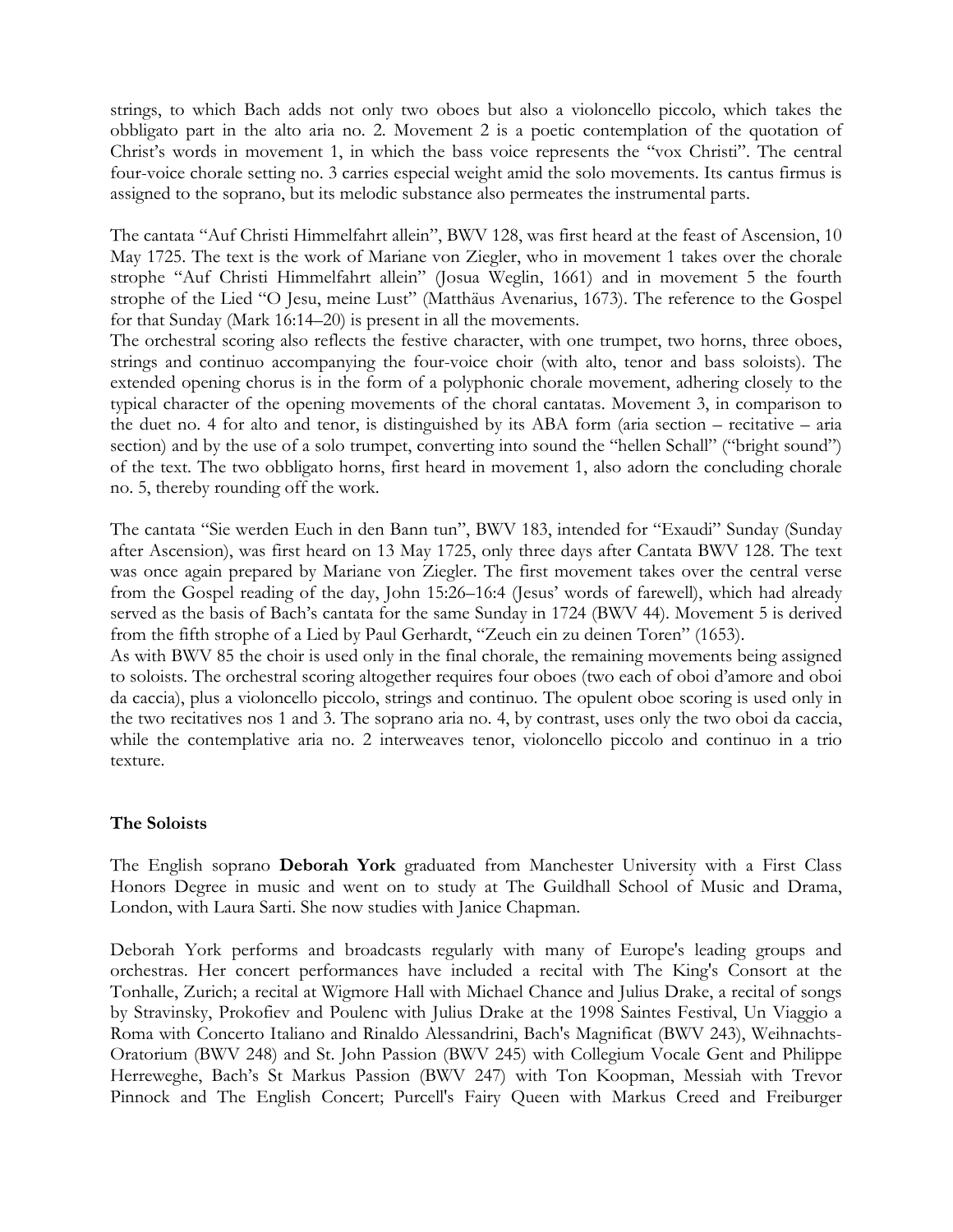strings, to which Bach adds not only two oboes but also a violoncello piccolo, which takes the obbligato part in the alto aria no. 2. Movement 2 is a poetic contemplation of the quotation of Christ's words in movement 1, in which the bass voice represents the "vox Christi". The central four-voice chorale setting no. 3 carries especial weight amid the solo movements. Its cantus firmus is assigned to the soprano, but its melodic substance also permeates the instrumental parts.

The cantata "Auf Christi Himmelfahrt allein", BWV 128, was first heard at the feast of Ascension, 10 May 1725. The text is the work of Mariane von Ziegler, who in movement 1 takes over the chorale strophe "Auf Christi Himmelfahrt allein" (Josua Weglin, 1661) and in movement 5 the fourth strophe of the Lied "O Jesu, meine Lust" (Matthäus Avenarius, 1673). The reference to the Gospel for that Sunday (Mark 16:14–20) is present in all the movements.
The orchestral scoring also reflects the festive character, with one trumpet, two horns, three oboes, strings and continuo accompanying the four-voice choir (with alto, tenor and bass soloists). The extended opening chorus is in the form of a polyphonic chorale movement, adhering closely to the typical character of the opening movements of the choral cantatas. Movement 3, in comparison to the duet no. 4 for alto and tenor, is distinguished by its ABA form (aria section – recitative – aria section) and by the use of a solo trumpet, converting into sound the "hellen Schall" ("bright sound") of the text. The two obbligato horns, first heard in movement 1, also adorn the concluding chorale no. 5, thereby rounding off the work.

The cantata "Sie werden Euch in den Bann tun", BWV 183, intended for "Exaudi" Sunday (Sunday after Ascension), was first heard on 13 May 1725, only three days after Cantata BWV 128. The text was once again prepared by Mariane von Ziegler. The first movement takes over the central verse from the Gospel reading of the day, John 15:26–16:4 (Jesus' words of farewell), which had already served as the basis of Bach's cantata for the same Sunday in 1724 (BWV 44). Movement 5 is derived from the fifth strophe of a Lied by Paul Gerhardt, "Zeuch ein zu deinen Toren" (1653).
As with BWV 85 the choir is used only in the final chorale, the remaining movements being assigned to soloists. The orchestral scoring altogether requires four oboes (two each of oboi d'amore and oboi da caccia), plus a violoncello piccolo, strings and continuo. The opulent oboe scoring is used only in the two recitatives nos 1 and 3. The soprano aria no. 4, by contrast, uses only the two oboi da caccia, while the contemplative aria no. 2 interweaves tenor, violoncello piccolo and continuo in a trio texture.

## The Soloists

The English soprano **Deborah York** graduated from Manchester University with a First Class Honors Degree in music and went on to study at The Guildhall School of Music and Drama, London, with Laura Sarti. She now studies with Janice Chapman.

Deborah York performs and broadcasts regularly with many of Europe's leading groups and orchestras. Her concert performances have included a recital with The King's Consort at the Tonhalle, Zurich; a recital at Wigmore Hall with Michael Chance and Julius Drake, a recital of songs by Stravinsky, Prokofiev and Poulenc with Julius Drake at the 1998 Saintes Festival, Un Viaggio a Roma with Concerto Italiano and Rinaldo Alessandrini, Bach's Magnificat (BWV 243), Weihnachts-Oratorium (BWV 248) and St. John Passion (BWV 245) with Collegium Vocale Gent and Philippe Herreweghe, Bach's St Markus Passion (BWV 247) with Ton Koopman, Messiah with Trevor Pinnock and The English Concert; Purcell's Fairy Queen with Markus Creed and Freiburger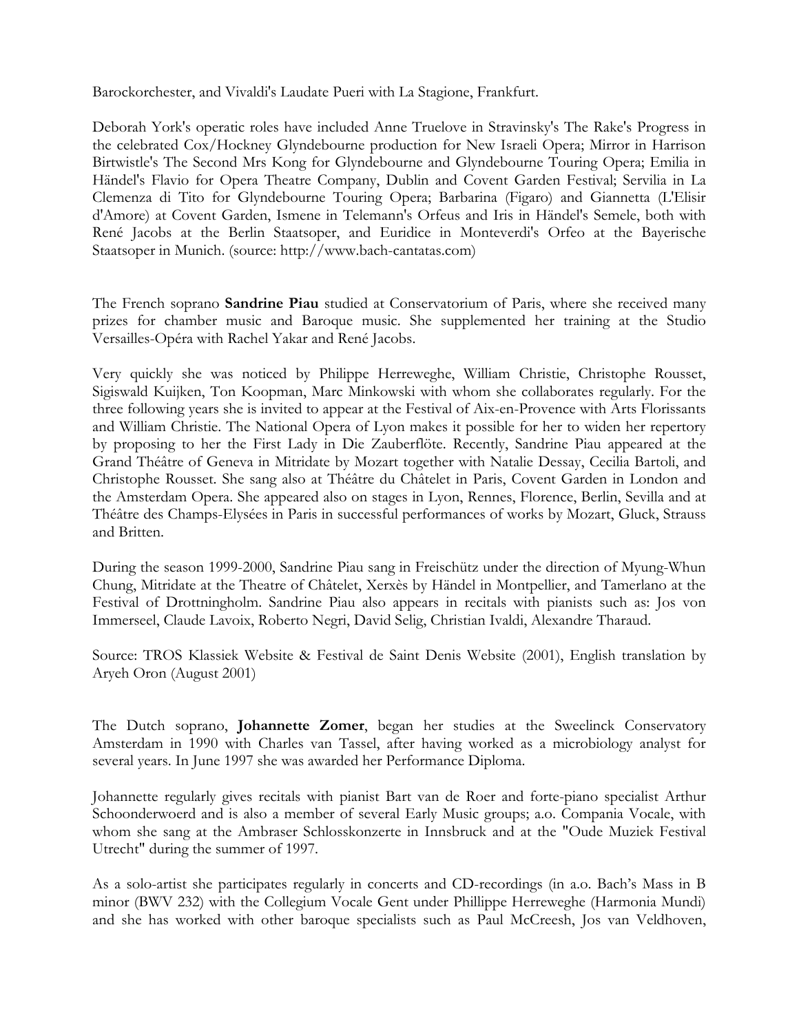Barockorchester, and Vivaldi's Laudate Pueri with La Stagione, Frankfurt.

Deborah York's operatic roles have included Anne Truelove in Stravinsky's The Rake's Progress in the celebrated Cox/Hockney Glyndebourne production for New Israeli Opera; Mirror in Harrison Birtwistle's The Second Mrs Kong for Glyndebourne and Glyndebourne Touring Opera; Emilia in Händel's Flavio for Opera Theatre Company, Dublin and Covent Garden Festival; Servilia in La Clemenza di Tito for Glyndebourne Touring Opera; Barbarina (Figaro) and Giannetta (L'Elisir d'Amore) at Covent Garden, Ismene in Telemann's Orfeus and Iris in Händel's Semele, both with René Jacobs at the Berlin Staatsoper, and Euridice in Monteverdi's Orfeo at the Bayerische Staatsoper in Munich. (source: http://www.bach-cantatas.com)

The French soprano **Sandrine Piau** studied at Conservatorium of Paris, where she received many prizes for chamber music and Baroque music. She supplemented her training at the Studio Versailles-Opéra with Rachel Yakar and René Jacobs.

Very quickly she was noticed by Philippe Herreweghe, William Christie, Christophe Rousset, Sigiswald Kuijken, Ton Koopman, Marc Minkowski with whom she collaborates regularly. For the three following years she is invited to appear at the Festival of Aix-en-Provence with Arts Florissants and William Christie. The National Opera of Lyon makes it possible for her to widen her repertory by proposing to her the First Lady in Die Zauberflöte. Recently, Sandrine Piau appeared at the Grand Théâtre of Geneva in Mitridate by Mozart together with Natalie Dessay, Cecilia Bartoli, and Christophe Rousset. She sang also at Théâtre du Châtelet in Paris, Covent Garden in London and the Amsterdam Opera. She appeared also on stages in Lyon, Rennes, Florence, Berlin, Sevilla and at Théâtre des Champs-Elysées in Paris in successful performances of works by Mozart, Gluck, Strauss and Britten.

During the season 1999-2000, Sandrine Piau sang in Freischütz under the direction of Myung-Whun Chung, Mitridate at the Theatre of Châtelet, Xerxès by Händel in Montpellier, and Tamerlano at the Festival of Drottningholm. Sandrine Piau also appears in recitals with pianists such as: Jos von Immerseel, Claude Lavoix, Roberto Negri, David Selig, Christian Ivaldi, Alexandre Tharaud.

Source: TROS Klassiek Website & Festival de Saint Denis Website (2001), English translation by Aryeh Oron (August 2001)

The Dutch soprano, **Johannette Zomer**, began her studies at the Sweelinck Conservatory Amsterdam in 1990 with Charles van Tassel, after having worked as a microbiology analyst for several years. In June 1997 she was awarded her Performance Diploma.

Johannette regularly gives recitals with pianist Bart van de Roer and forte-piano specialist Arthur Schoonderwoerd and is also a member of several Early Music groups; a.o. Compania Vocale, with whom she sang at the Ambraser Schlosskonzerte in Innsbruck and at the "Oude Muziek Festival Utrecht" during the summer of 1997.

As a solo-artist she participates regularly in concerts and CD-recordings (in a.o. Bach's Mass in B minor (BWV 232) with the Collegium Vocale Gent under Phillippe Herreweghe (Harmonia Mundi) and she has worked with other baroque specialists such as Paul McCreesh, Jos van Veldhoven,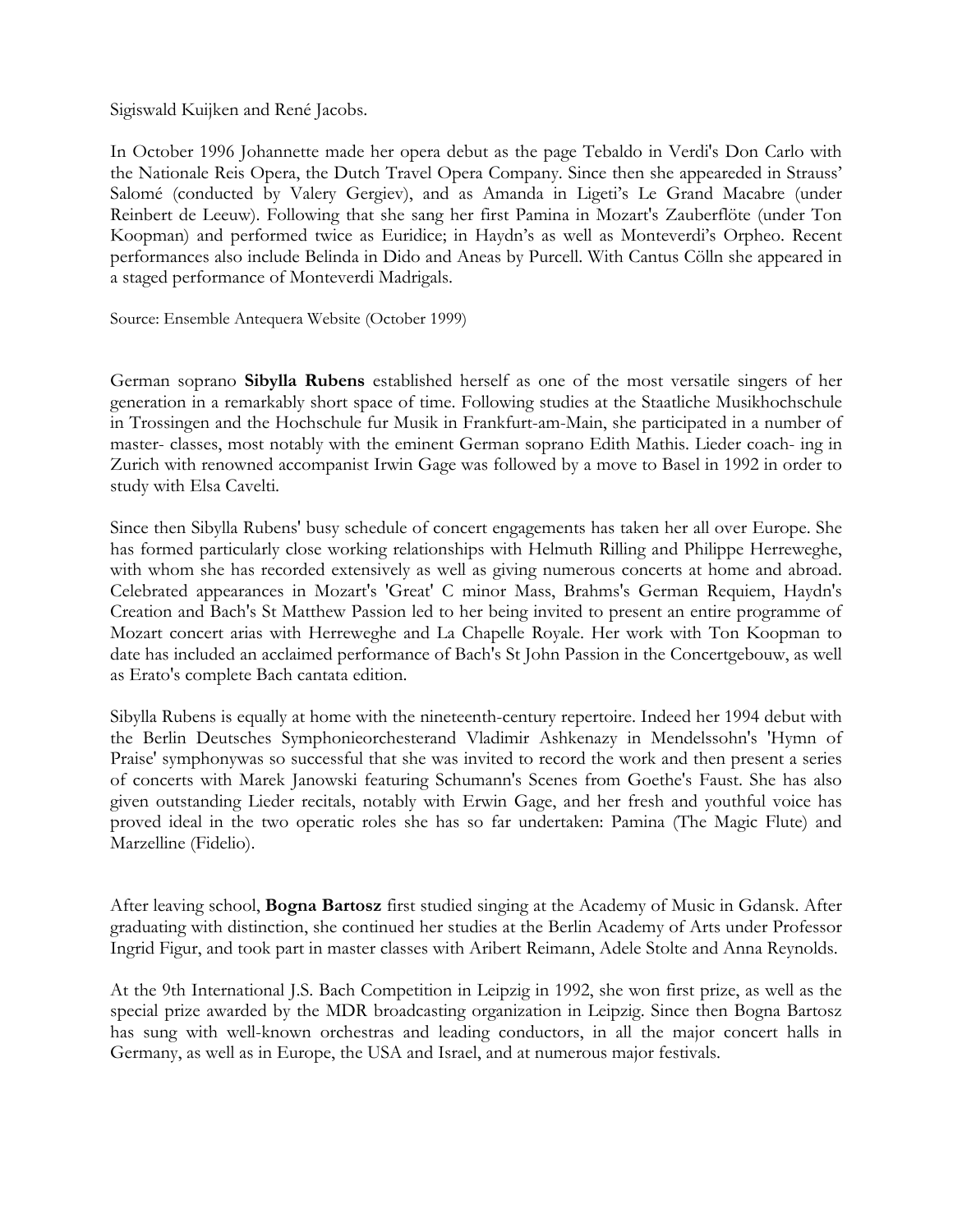Sigiswald Kuijken and René Jacobs.

In October 1996 Johannette made her opera debut as the page Tebaldo in Verdi's Don Carlo with the Nationale Reis Opera, the Dutch Travel Opera Company. Since then she appeareded in Strauss' Salomé (conducted by Valery Gergiev), and as Amanda in Ligeti's Le Grand Macabre (under Reinbert de Leeuw). Following that she sang her first Pamina in Mozart's Zauberflöte (under Ton Koopman) and performed twice as Euridice; in Haydn's as well as Monteverdi's Orpheo. Recent performances also include Belinda in Dido and Aneas by Purcell. With Cantus Cölln she appeared in a staged performance of Monteverdi Madrigals.

Source: Ensemble Antequera Website (October 1999)

German soprano **Sibylla Rubens** established herself as one of the most versatile singers of her generation in a remarkably short space of time. Following studies at the Staatliche Musikhochschule in Trossingen and the Hochschule fur Musik in Frankfurt-am-Main, she participated in a number of master- classes, most notably with the eminent German soprano Edith Mathis. Lieder coach- ing in Zurich with renowned accompanist Irwin Gage was followed by a move to Basel in 1992 in order to study with Elsa Cavelti.

Since then Sibylla Rubens' busy schedule of concert engagements has taken her all over Europe. She has formed particularly close working relationships with Helmuth Rilling and Philippe Herreweghe, with whom she has recorded extensively as well as giving numerous concerts at home and abroad. Celebrated appearances in Mozart's 'Great' C minor Mass, Brahms's German Requiem, Haydn's Creation and Bach's St Matthew Passion led to her being invited to present an entire programme of Mozart concert arias with Herreweghe and La Chapelle Royale. Her work with Ton Koopman to date has included an acclaimed performance of Bach's St John Passion in the Concertgebouw, as well as Erato's complete Bach cantata edition.

Sibylla Rubens is equally at home with the nineteenth-century repertoire. Indeed her 1994 debut with the Berlin Deutsches Symphonieorchesterand Vladimir Ashkenazy in Mendelssohn's 'Hymn of Praise' symphonywas so successful that she was invited to record the work and then present a series of concerts with Marek Janowski featuring Schumann's Scenes from Goethe's Faust. She has also given outstanding Lieder recitals, notably with Erwin Gage, and her fresh and youthful voice has proved ideal in the two operatic roles she has so far undertaken: Pamina (The Magic Flute) and Marzelline (Fidelio).

After leaving school, **Bogna Bartosz** first studied singing at the Academy of Music in Gdansk. After graduating with distinction, she continued her studies at the Berlin Academy of Arts under Professor Ingrid Figur, and took part in master classes with Aribert Reimann, Adele Stolte and Anna Reynolds.

At the 9th International J.S. Bach Competition in Leipzig in 1992, she won first prize, as well as the special prize awarded by the MDR broadcasting organization in Leipzig. Since then Bogna Bartosz has sung with well-known orchestras and leading conductors, in all the major concert halls in Germany, as well as in Europe, the USA and Israel, and at numerous major festivals.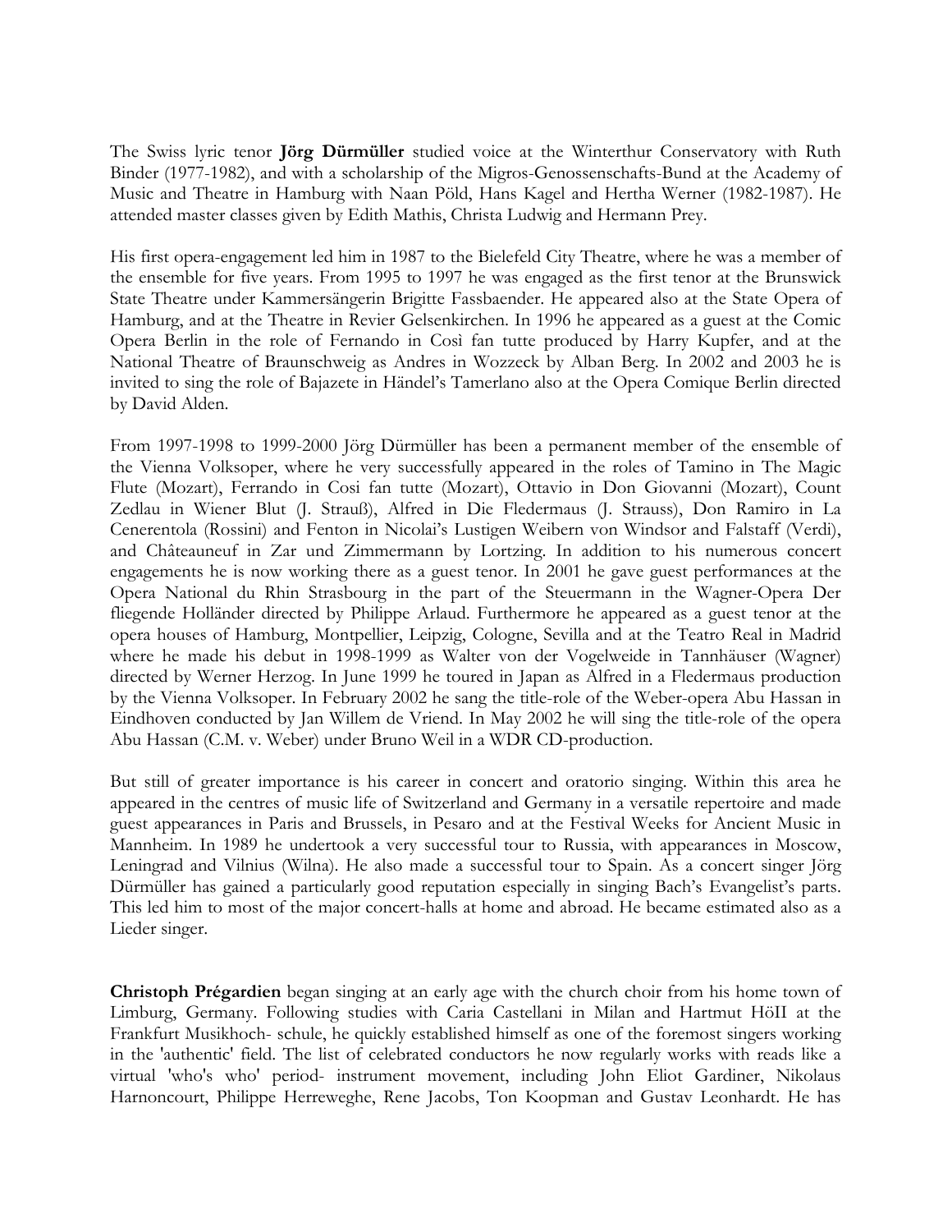The Swiss lyric tenor **Jörg Dürmüller** studied voice at the Winterthur Conservatory with Ruth Binder (1977-1982), and with a scholarship of the Migros-Genossenschafts-Bund at the Academy of Music and Theatre in Hamburg with Naan Pöld, Hans Kagel and Hertha Werner (1982-1987). He attended master classes given by Edith Mathis, Christa Ludwig and Hermann Prey.

His first opera-engagement led him in 1987 to the Bielefeld City Theatre, where he was a member of the ensemble for five years. From 1995 to 1997 he was engaged as the first tenor at the Brunswick State Theatre under Kammersängerin Brigitte Fassbaender. He appeared also at the State Opera of Hamburg, and at the Theatre in Revier Gelsenkirchen. In 1996 he appeared as a guest at the Comic Opera Berlin in the role of Fernando in Così fan tutte produced by Harry Kupfer, and at the National Theatre of Braunschweig as Andres in Wozzeck by Alban Berg. In 2002 and 2003 he is invited to sing the role of Bajazete in Händel's Tamerlano also at the Opera Comique Berlin directed by David Alden.

From 1997-1998 to 1999-2000 Jörg Dürmüller has been a permanent member of the ensemble of the Vienna Volksoper, where he very successfully appeared in the roles of Tamino in The Magic Flute (Mozart), Ferrando in Cosi fan tutte (Mozart), Ottavio in Don Giovanni (Mozart), Count Zedlau in Wiener Blut (J. Strauß), Alfred in Die Fledermaus (J. Strauss), Don Ramiro in La Cenerentola (Rossini) and Fenton in Nicolai's Lustigen Weibern von Windsor and Falstaff (Verdi), and Châteauneuf in Zar und Zimmermann by Lortzing. In addition to his numerous concert engagements he is now working there as a guest tenor. In 2001 he gave guest performances at the Opera National du Rhin Strasbourg in the part of the Steuermann in the Wagner-Opera Der fliegende Holländer directed by Philippe Arlaud. Furthermore he appeared as a guest tenor at the opera houses of Hamburg, Montpellier, Leipzig, Cologne, Sevilla and at the Teatro Real in Madrid where he made his debut in 1998-1999 as Walter von der Vogelweide in Tannhäuser (Wagner) directed by Werner Herzog. In June 1999 he toured in Japan as Alfred in a Fledermaus production by the Vienna Volksoper. In February 2002 he sang the title-role of the Weber-opera Abu Hassan in Eindhoven conducted by Jan Willem de Vriend. In May 2002 he will sing the title-role of the opera Abu Hassan (C.M. v. Weber) under Bruno Weil in a WDR CD-production.

But still of greater importance is his career in concert and oratorio singing. Within this area he appeared in the centres of music life of Switzerland and Germany in a versatile repertoire and made guest appearances in Paris and Brussels, in Pesaro and at the Festival Weeks for Ancient Music in Mannheim. In 1989 he undertook a very successful tour to Russia, with appearances in Moscow, Leningrad and Vilnius (Wilna). He also made a successful tour to Spain. As a concert singer Jörg Dürmüller has gained a particularly good reputation especially in singing Bach's Evangelist's parts. This led him to most of the major concert-halls at home and abroad. He became estimated also as a Lieder singer.

**Christoph Prégardien** began singing at an early age with the church choir from his home town of Limburg, Germany. Following studies with Caria Castellani in Milan and Hartmut HöII at the Frankfurt Musikhoch- schule, he quickly established himself as one of the foremost singers working in the 'authentic' field. The list of celebrated conductors he now regularly works with reads like a virtual 'who's who' period- instrument movement, including John Eliot Gardiner, Nikolaus Harnoncourt, Philippe Herreweghe, Rene Jacobs, Ton Koopman and Gustav Leonhardt. He has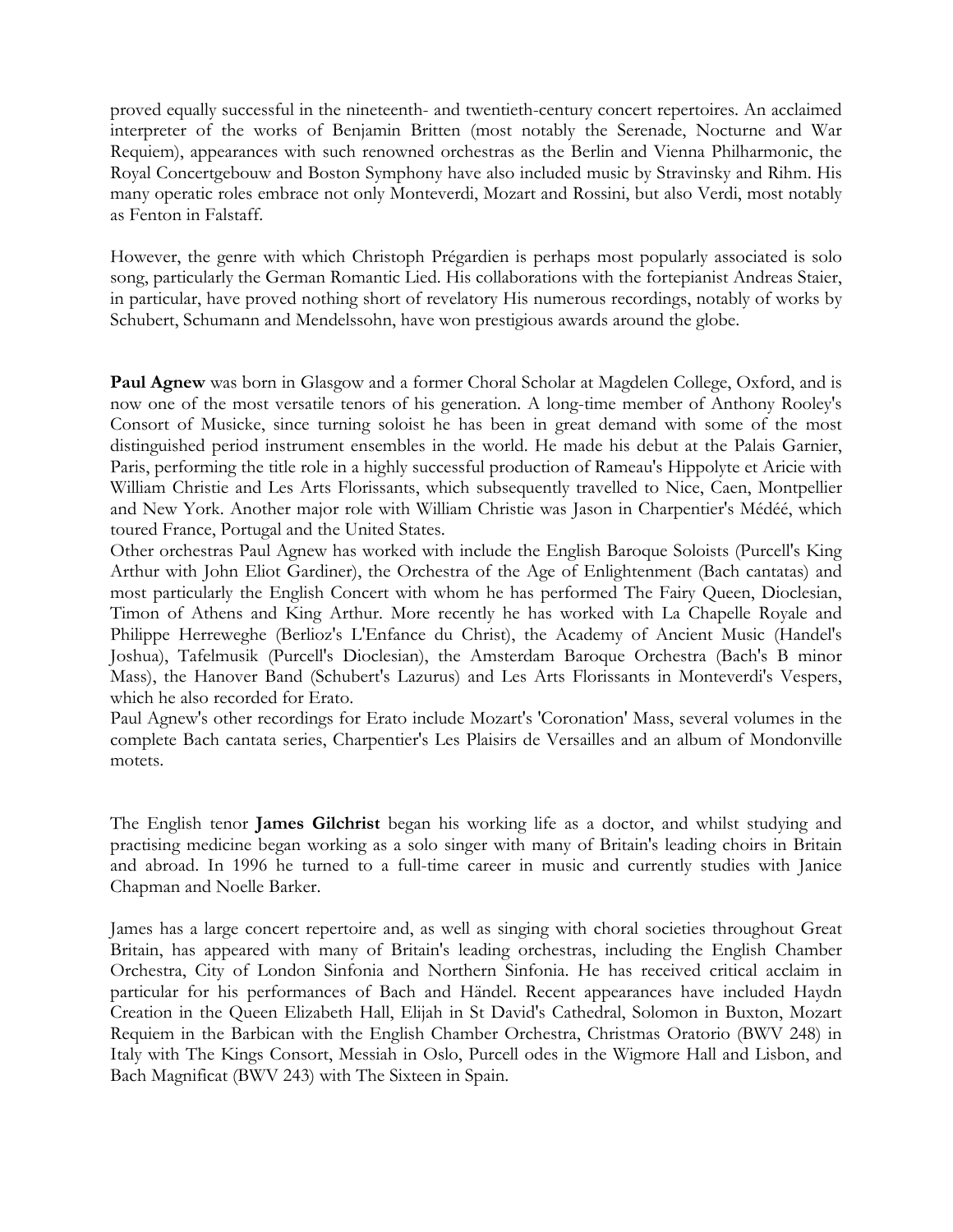proved equally successful in the nineteenth- and twentieth-century concert repertoires. An acclaimed interpreter of the works of Benjamin Britten (most notably the Serenade, Nocturne and War Requiem), appearances with such renowned orchestras as the Berlin and Vienna Philharmonic, the Royal Concertgebouw and Boston Symphony have also included music by Stravinsky and Rihm. His many operatic roles embrace not only Monteverdi, Mozart and Rossini, but also Verdi, most notably as Fenton in Falstaff.

However, the genre with which Christoph Prégardien is perhaps most popularly associated is solo song, particularly the German Romantic Lied. His collaborations with the fortepianist Andreas Staier, in particular, have proved nothing short of revelatory His numerous recordings, notably of works by Schubert, Schumann and Mendelssohn, have won prestigious awards around the globe.

**Paul Agnew** was born in Glasgow and a former Choral Scholar at Magdelen College, Oxford, and is now one of the most versatile tenors of his generation. A long-time member of Anthony Rooley's Consort of Musicke, since turning soloist he has been in great demand with some of the most distinguished period instrument ensembles in the world. He made his debut at the Palais Garnier, Paris, performing the title role in a highly successful production of Rameau's Hippolyte et Aricie with William Christie and Les Arts Florissants, which subsequently travelled to Nice, Caen, Montpellier and New York. Another major role with William Christie was Jason in Charpentier's Médéé, which toured France, Portugal and the United States.

Other orchestras Paul Agnew has worked with include the English Baroque Soloists (Purcell's King Arthur with John Eliot Gardiner), the Orchestra of the Age of Enlightenment (Bach cantatas) and most particularly the English Concert with whom he has performed The Fairy Queen, Dioclesian, Timon of Athens and King Arthur. More recently he has worked with La Chapelle Royale and Philippe Herreweghe (Berlioz's L'Enfance du Christ), the Academy of Ancient Music (Handel's Joshua), Tafelmusik (Purcell's Dioclesian), the Amsterdam Baroque Orchestra (Bach's B minor Mass), the Hanover Band (Schubert's Lazurus) and Les Arts Florissants in Monteverdi's Vespers, which he also recorded for Erato.

Paul Agnew's other recordings for Erato include Mozart's 'Coronation' Mass, several volumes in the complete Bach cantata series, Charpentier's Les Plaisirs de Versailles and an album of Mondonville motets.

The English tenor **James Gilchrist** began his working life as a doctor, and whilst studying and practising medicine began working as a solo singer with many of Britain's leading choirs in Britain and abroad. In 1996 he turned to a full-time career in music and currently studies with Janice Chapman and Noelle Barker.

James has a large concert repertoire and, as well as singing with choral societies throughout Great Britain, has appeared with many of Britain's leading orchestras, including the English Chamber Orchestra, City of London Sinfonia and Northern Sinfonia. He has received critical acclaim in particular for his performances of Bach and Händel. Recent appearances have included Haydn Creation in the Queen Elizabeth Hall, Elijah in St David's Cathedral, Solomon in Buxton, Mozart Requiem in the Barbican with the English Chamber Orchestra, Christmas Oratorio (BWV 248) in Italy with The Kings Consort, Messiah in Oslo, Purcell odes in the Wigmore Hall and Lisbon, and Bach Magnificat (BWV 243) with The Sixteen in Spain.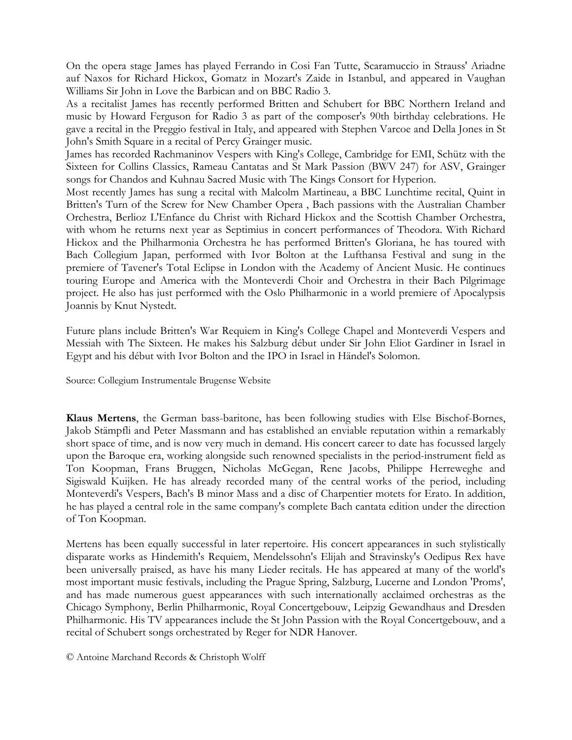On the opera stage James has played Ferrando in Cosi Fan Tutte, Scaramuccio in Strauss' Ariadne auf Naxos for Richard Hickox, Gomatz in Mozart's Zaide in Istanbul, and appeared in Vaughan Williams Sir John in Love the Barbican and on BBC Radio 3.

As a recitalist James has recently performed Britten and Schubert for BBC Northern Ireland and music by Howard Ferguson for Radio 3 as part of the composer's 90th birthday celebrations. He gave a recital in the Preggio festival in Italy, and appeared with Stephen Varcoe and Della Jones in St John's Smith Square in a recital of Percy Grainger music.

James has recorded Rachmaninov Vespers with King's College, Cambridge for EMI, Schütz with the Sixteen for Collins Classics, Rameau Cantatas and St Mark Passion (BWV 247) for ASV, Grainger songs for Chandos and Kuhnau Sacred Music with The Kings Consort for Hyperion.

Most recently James has sung a recital with Malcolm Martineau, a BBC Lunchtime recital, Quint in Britten's Turn of the Screw for New Chamber Opera , Bach passions with the Australian Chamber Orchestra, Berlioz L'Enfance du Christ with Richard Hickox and the Scottish Chamber Orchestra, with whom he returns next year as Septimius in concert performances of Theodora. With Richard Hickox and the Philharmonia Orchestra he has performed Britten's Gloriana, he has toured with Bach Collegium Japan, performed with Ivor Bolton at the Lufthansa Festival and sung in the premiere of Tavener's Total Eclipse in London with the Academy of Ancient Music. He continues touring Europe and America with the Monteverdi Choir and Orchestra in their Bach Pilgrimage project. He also has just performed with the Oslo Philharmonic in a world premiere of Apocalypsis Joannis by Knut Nystedt.

Future plans include Britten's War Requiem in King's College Chapel and Monteverdi Vespers and Messiah with The Sixteen. He makes his Salzburg début under Sir John Eliot Gardiner in Israel in Egypt and his début with Ivor Bolton and the IPO in Israel in Händel's Solomon.

Source: Collegium Instrumentale Brugense Website

**Klaus Mertens**, the German bass-baritone, has been following studies with Else Bischof-Bornes, Jakob Stämpfli and Peter Massmann and has established an enviable reputation within a remarkably short space of time, and is now very much in demand. His concert career to date has focussed largely upon the Baroque era, working alongside such renowned specialists in the period-instrument field as Ton Koopman, Frans Bruggen, Nicholas McGegan, Rene Jacobs, Philippe Herreweghe and Sigiswald Kuijken. He has already recorded many of the central works of the period, including Monteverdi's Vespers, Bach's B minor Mass and a disc of Charpentier motets for Erato. In addition, he has played a central role in the same company's complete Bach cantata edition under the direction of Ton Koopman.

Mertens has been equally successful in later repertoire. His concert appearances in such stylistically disparate works as Hindemith's Requiem, Mendelssohn's Elijah and Stravinsky's Oedipus Rex have been universally praised, as have his many Lieder recitals. He has appeared at many of the world's most important music festivals, including the Prague Spring, Salzburg, Lucerne and London 'Proms', and has made numerous guest appearances with such internationally acclaimed orchestras as the Chicago Symphony, Berlin Philharmonic, Royal Concertgebouw, Leipzig Gewandhaus and Dresden Philharmonic. His TV appearances include the St John Passion with the Royal Concertgebouw, and a recital of Schubert songs orchestrated by Reger for NDR Hanover.

© Antoine Marchand Records & Christoph Wolff